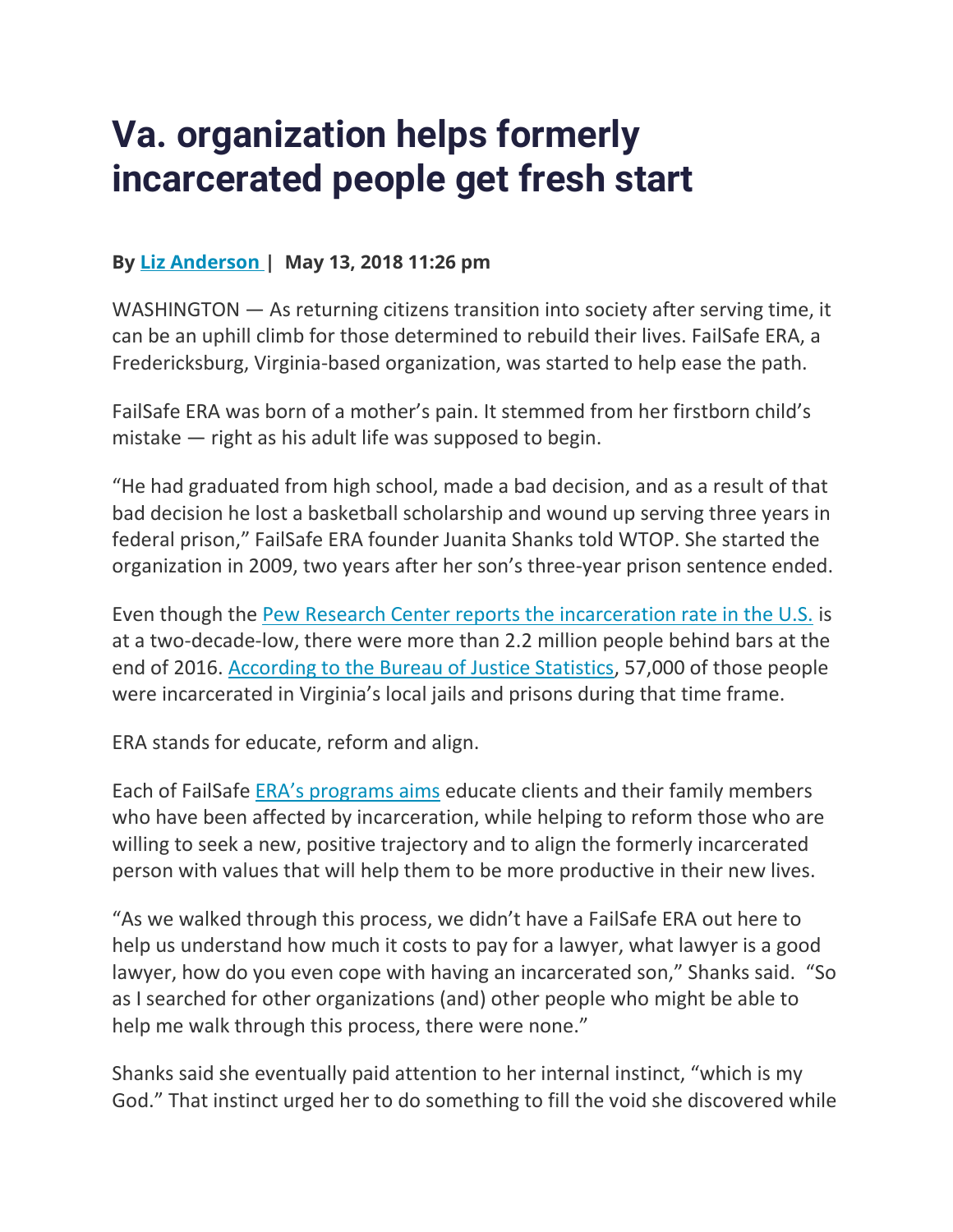# Va. organization helps formerly incarcerated people get fresh start

**By [Liz Anderson] | May 13, 2018 11:26 pm**

WASHINGTON — As returning citizens transition into society after serving time, it can be an uphill climb for those determined to rebuild their lives. FailSafe ERA, a Fredericksburg, Virginia-based organization, was started to help ease the path.

FailSafe ERA was born of a mother's pain. It stemmed from her firstborn child's mistake — right as his adult life was supposed to begin.

"He had graduated from high school, made a bad decision, and as a result of that bad decision he lost a basketball scholarship and wound up serving three years in federal prison," FailSafe ERA founder Juanita Shanks told WTOP. She started the organization in 2009, two years after her son's three-year prison sentence ended.

Even though the Pew Research Center reports the incarceration rate in the U.S. is at a two-decade-low, there were more than 2.2 million people behind bars at the end of 2016. According to the Bureau of Justice Statistics, 57,000 of those people were incarcerated in Virginia's local jails and prisons during that time frame.

ERA stands for educate, reform and align.

Each of FailSafe ERA's programs aims educate clients and their family members who have been affected by incarceration, while helping to reform those who are willing to seek a new, positive trajectory and to align the formerly incarcerated person with values that will help them to be more productive in their new lives.

"As we walked through this process, we didn't have a FailSafe ERA out here to help us understand how much it costs to pay for a lawyer, what lawyer is a good lawyer, how do you even cope with having an incarcerated son," Shanks said. "So as I searched for other organizations (and) other people who might be able to help me walk through this process, there were none."

Shanks said she eventually paid attention to her internal instinct, "which is my God." That instinct urged her to do something to fill the void she discovered while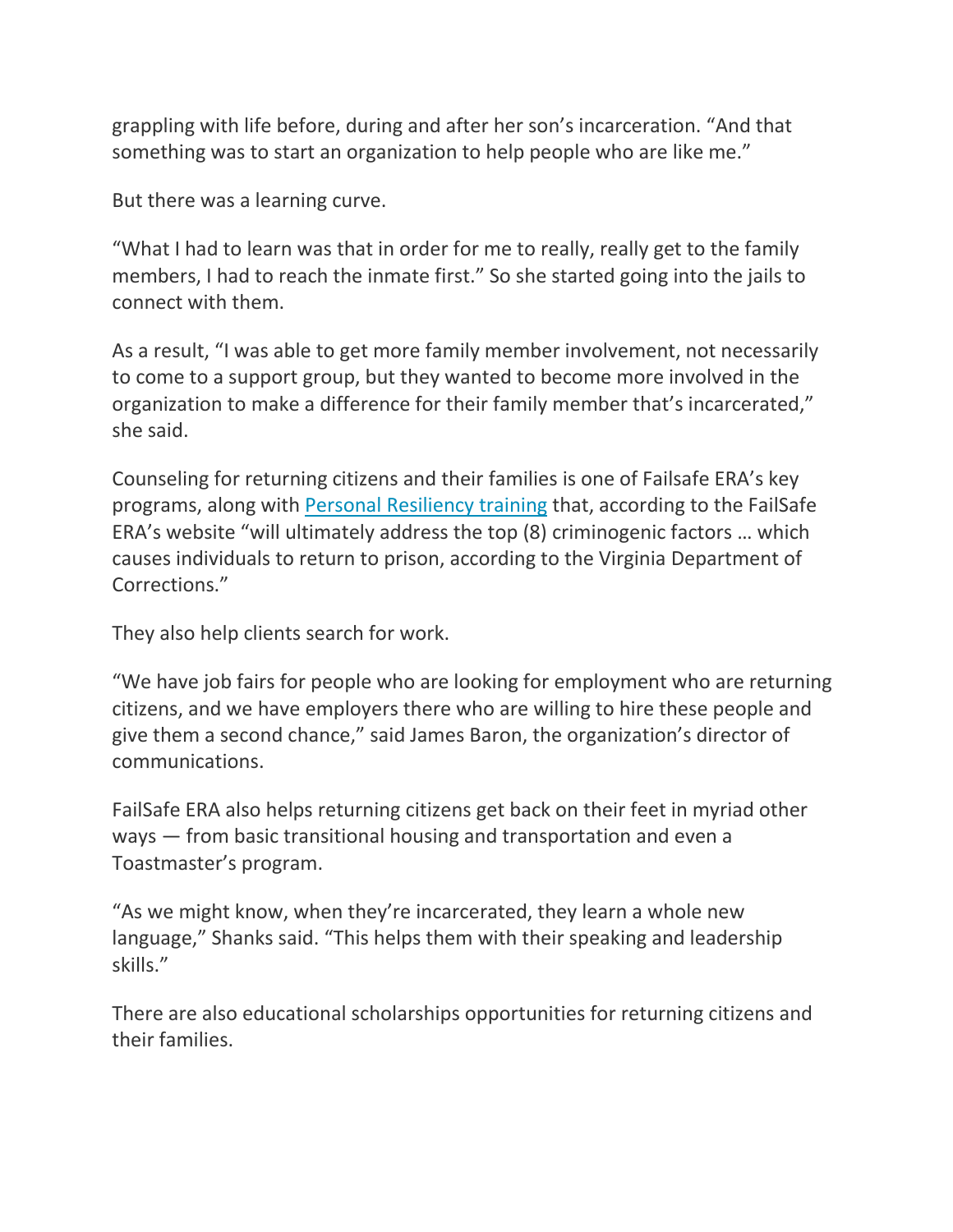grappling with life before, during and after her son's incarceration. "And that something was to start an organization to help people who are like me."

But there was a learning curve.

"What I had to learn was that in order for me to really, really get to the family members, I had to reach the inmate first." So she started going into the jails to connect with them.

As a result, "I was able to get more family member involvement, not necessarily to come to a support group, but they wanted to become more involved in the organization to make a difference for their family member that's incarcerated," she said.

Counseling for returning citizens and their families is one of Failsafe ERA's key programs, along with [Personal Resiliency training] that, according to the FailSafe ERA's website "will ultimately address the top (8) criminogenic factors … which causes individuals to return to prison, according to the Virginia Department of Corrections."

They also help clients search for work.

"We have job fairs for people who are looking for employment who are returning citizens, and we have employers there who are willing to hire these people and give them a second chance," said James Baron, the organization's director of communications.

FailSafe ERA also helps returning citizens get back on their feet in myriad other ways — from basic transitional housing and transportation and even a Toastmaster's program.

"As we might know, when they're incarcerated, they learn a whole new language," Shanks said. "This helps them with their speaking and leadership skills."

There are also educational scholarships opportunities for returning citizens and their families.